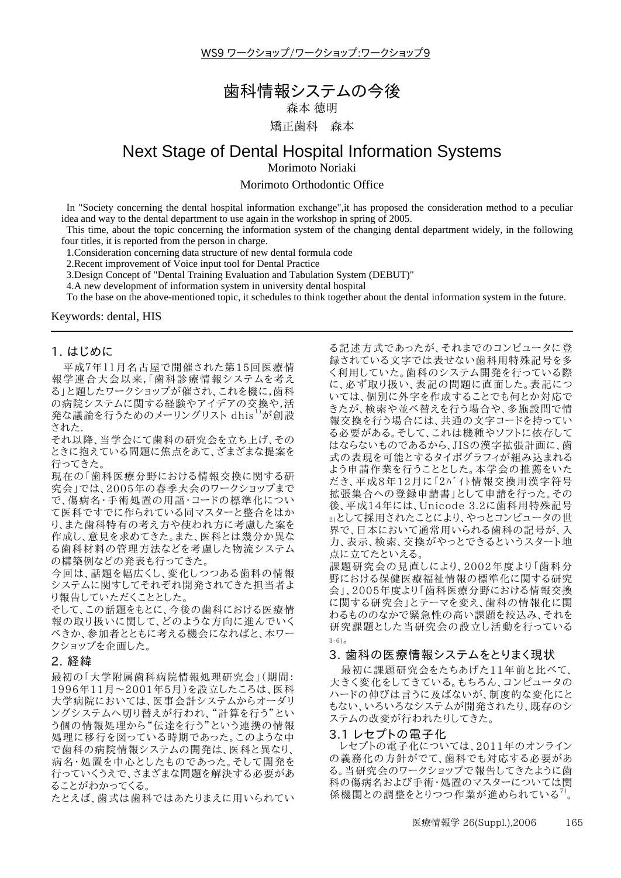WS9 ワークショップ/ワークショップ:ワークショップ9

# 歯科情報システムの今後

森本 徳明

矯正歯科　森本

# Next Stage of Dental Hospital Information Systems

Morimoto Noriaki

Morimoto Orthodontic Office

In "Society concerning the dental hospital information exchange",it has proposed the consideration method to a peculiar idea and way to the dental department to use again in the workshop in spring of 2005.

This time, about the topic concerning the information system of the changing dental department widely, in the following four titles, it is reported from the person in charge.

1.Consideration concerning data structure of new dental formula code

2.Recent improvement of Voice input tool for Dental Practice

3.Design Concept of "Dental Training Evaluation and Tabulation System (DEBUT)"

4.A new development of information system in university dental hospital

To the base on the above-mentioned topic, it schedules to think together about the dental information system in the future.

Keywords: dental, HIS

## 1. はじめに

平成7年11月名古屋で開催された第15回医療情報学連合大会以来,「歯科診療情報システムを考える」と題したワークショップが催され、これを機に,歯科の病院システムに関する経験やアイデアの交換や,活発な議論を行うためのメーリングリスト dhis[1]が創設された.

それ以降、当学会にて歯科の研究会を立ち上げ、そのときに抱えている問題に焦点をあて、ざまざまな提案を行ってきた。

現在の「歯科医療分野における情報交換に関する研究会」では、2005年の春季大会のワークショップまでで、傷病名・手術処置の用語・コードの標準化について医科ですでに作られている同マスターと整合をはかり、また歯科特有の考え方や使われ方に考慮した案を作成し、意見を求めてきた。また、医科とは幾分か異なる歯科材料の管理方法などを考慮した物流システムの構築例などの発表も行ってきた。

今回は、話題を幅広くし、変化しつつある歯科の情報システムに関してそれぞれ開発されてきた担当者より報告していただくこととした。

そして、この話題をもとに、今後の歯科における医療情報の取り扱いに関して、どのような方向に進んでいくべきか、参加者とともに考える機会になればと、本ワークショップを企画した。

## 2. 経緯

最初の「大学附属歯科病院情報処理研究会」(期間:1996年11月〜2001年5月)を設立したころは、医科大学病院においては、医事会計システムからオーダリングシステムへ切り替えが行われ、"計算を行う"という個の情報処理から"伝達を行う"という連携の情報処理に移行を図っている時期であった。このような中で歯科の病院情報システムの開発は、医科と異なり、病名・処置を中心としたものであった。そして開発を行っていくうえで、さまざまな問題を解決する必要があることがわかってくる。

たとえば、歯式は歯科ではあたりまえに用いられている記述方式であったが、それまでのコンピュータに登録されている文字では表せない歯科用特殊記号を多く利用していた。歯科のシステム開発を行っている際に、必ず取り扱い、表記の問題に直面した。表記については、個別に外字を作成することでも何とか対応できたが、検索や並べ替えを行う場合や、多施設間で情報交換を行う場合には、共通の文字コードを持っている必要がある。そして、これは機種やソフトに依存してはならないものであるから、JISの漢字拡張計画に、歯式の表現を可能とするタイポグラフィが組み込まれるよう申請作業を行うこととした。本学会の推薦をいただき、平成8年12月に「2ﾊﾞｲﾄ情報交換用漢字符号拡張集合への登録申請書」として申請を行った。その後、平成14年には、Unicode 3.2に歯科用特殊記号[2]として採用されたことにより、やっとコンピュータの世界で、日本において通常用いられる歯科の記号が、入力、表示、検索、交換がやっとできるというスタート地点に立てたといえる。

課題研究会の見直しにより、2002年度より「歯科分野における保健医療福祉情報の標準化に関する研究会」、2005年度より「歯科医療分野における情報交換に関する研究会」とテーマを変え、歯科の情報化に関わるもののなかで緊急性の高い課題を絞込み、それを研究課題とした当研究会の設立し活動を行っている[3-6]。

## 3. 歯科の医療情報システムをとりまく現状

最初に課題研究会をたちあげた11年前と比べて、大きく変化をしてきている。もちろん、コンピュータのハードの伸びは言うに及ばないが、制度的な変化にともない、いろいろなシステムが開発されたり、既存のシステムの改変が行われたりしてきた。

### 3.1 レセプトの電子化

レセプトの電子化については、2011年のオンラインの義務化の方針がでて、歯科でも対応する必要がある。当研究会のワークショップで報告してきたように歯科の傷病名および手術・処置のマスターについては関係機関との調整をとりつつ作業が進められている[7]。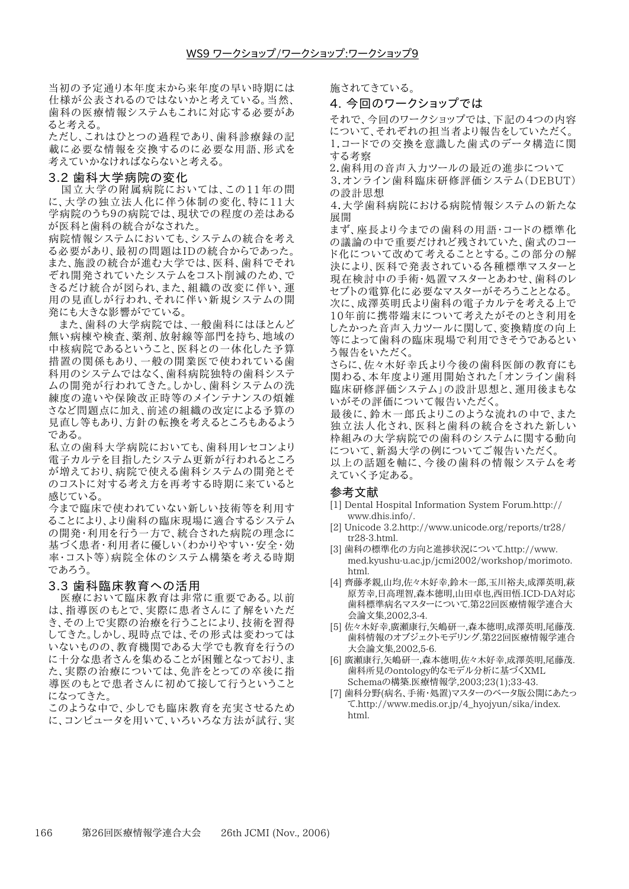当初の予定通り本年度末から来年度の早い時期には仕様が公表されるのではないかと考えている。当然、歯科の医療情報システムもこれに対応する必要があると考える。

ただし、これはひとつの過程であり、歯科診療録の記載に必要な情報を交換するのに必要な用語、形式を考えていかなければならないと考える。

### 3.2 歯科大学病院の変化

国立大学の附属病院においては、この11年の間に、大学の独立法人化に伴う体制の変化、特に11大学病院のうち9の病院では、現状での程度の差はあるが医科と歯科の統合がなされた。

病院情報システムにおいても、システムの統合を考える必要があり、最初の問題はIDの統合からであった。また、施設の統合が進む大学では、医科、歯科でそれぞれ開発されていたシステムをコスト削減のため、できるだけ統合が図られ、また、組織の改変に伴い、運用の見直しが行われ、それに伴い新規システムの開発にも大きな影響がでている。

また、歯科の大学病院では、一般歯科にはほとんど無い病棟や検査、薬剤、放射線等部門を持ち、地域の中核病院であるということ、医科との一体化した予算措置の関係もあり、一般の開業医で使われている歯科用のシステムではなく、歯科病院独特の歯科システムの開発が行われてきた。しかし、歯科システムの洗練度の違いや保険改正時等のメインテナンスの煩雑さなど問題点に加え、前述の組織の改定による予算の見直し等もあり、方針の転換を考えるところもあるようである。

私立の歯科大学病院においても、歯科用レセコンより電子カルテを目指したシステム更新が行われるところが増えており、病院で使える歯科システムの開発とそのコストに対する考え方を再考する時期に来ていると感じている。

今まで臨床で使われていない新しい技術等を利用することにより、より歯科の臨床現場に適合するシステムの開発・利用を行う一方で、統合された病院の理念に基づく患者・利用者に優しい（わかりやすい・安全・効率・コスト等）病院全体のシステム構築を考える時期であろう。

### 3.3 歯科臨床教育への活用

医療において臨床教育は非常に重要である。以前は、指導医のもとで、実際に患者さんに了解をいただき、その上で実際の治療を行うことにより、技術を習得してきた。しかし、現時点では、その形式は変わってはいないものの、教育機関である大学でも教育を行うのに十分な患者さんを集めることが困難となっており、また、実際の治療については、免許をとっての卒後に指導医のもとで患者さんに初めて接して行うということになってきた。

このような中で、少しでも臨床教育を充実させるために、コンピュータを用いて、いろいろな方法が試行、実施されてきている。

## 4. 今回のワークショップでは

それで、今回のワークショップでは、下記の4つの内容について、それぞれの担当者より報告をしていただく。

1.コードでの交換を意識した歯式のデータ構造に関する考察

2.歯科用の音声入力ツールの最近の進歩について

3.オンライン歯科臨床研修評価システム（DEBUT）の設計思想

4.大学歯科病院における病院情報システムの新たな展開

まず、座長より今までの歯科の用語・コードの標準化の議論の中で重要だけれど残されていた、歯式のコード化について改めて考えることとする。この部分の解決により、医科で発表されている各種標準マスターと現在検討中の手術・処置マスターとあわせ、歯科のレセプトの電算化に必要なマスターがそろうこととなる。

次に、成澤英明氏より歯科の電子カルテを考える上で10年前に携帯端末について考えたがそのとき利用をしたかった音声入力ツールに関して、変換精度の向上等によって歯科の臨床現場で利用できそうであるという報告をいただく。

さらに、佐々木好幸氏より今後の歯科医師の教育にも関わる、本年度より運用開始された「オンライン歯科臨床研修評価システム」の設計思想と、運用後まもないがその評価について報告いただく。

最後に、鈴木一郎氏よりこのような流れの中で、また独立法人化され、医科と歯科の統合をされた新しい枠組みの大学病院での歯科のシステムに関する動向について、新潟大学の例についてご報告いただく。

以上の話題を軸に、今後の歯科の情報システムを考えていく予定である。

## 参考文献

[1] Dental Hospital Information System Forum.http://www.dhis.info/.

[2] Unicode 3.2.http://www.unicode.org/reports/tr28/tr28-3.html.

[3] 歯科の標準化の方向と進捗状況について.http://www.med.kyushu-u.ac.jp/jcmi2002/workshop/morimoto.html.

[4] 齊藤孝親,山均,佐々木好幸,鈴木一郎,玉川裕夫,成澤英明,萩原芳幸,日高理智,森本徳明,山田卓也,西田悟.ICD-DA対応歯科標準病名マスターについて.第22回医療情報学連合大会論文集,2002,3-4.

[5] 佐々木好幸,廣瀬康行,矢嶋研一,森本徳明,成澤英明,尾藤茂.歯科情報のオブジェクトモデリング.第22回医療情報学連合大会論文集,2002,5-6.

[6] 廣瀬康行,矢嶋研一,森本徳明,佐々木好幸,成澤英明,尾藤茂.歯科所見のontology的なモデル分析に基づくXML Schemaの構築.医療情報学,2003;23(1);33-43.

[7] 歯科分野(病名、手術・処置)マスターのベータ版公開にあたって.http://www.medis.or.jp/4_hyojyun/sika/index.html.